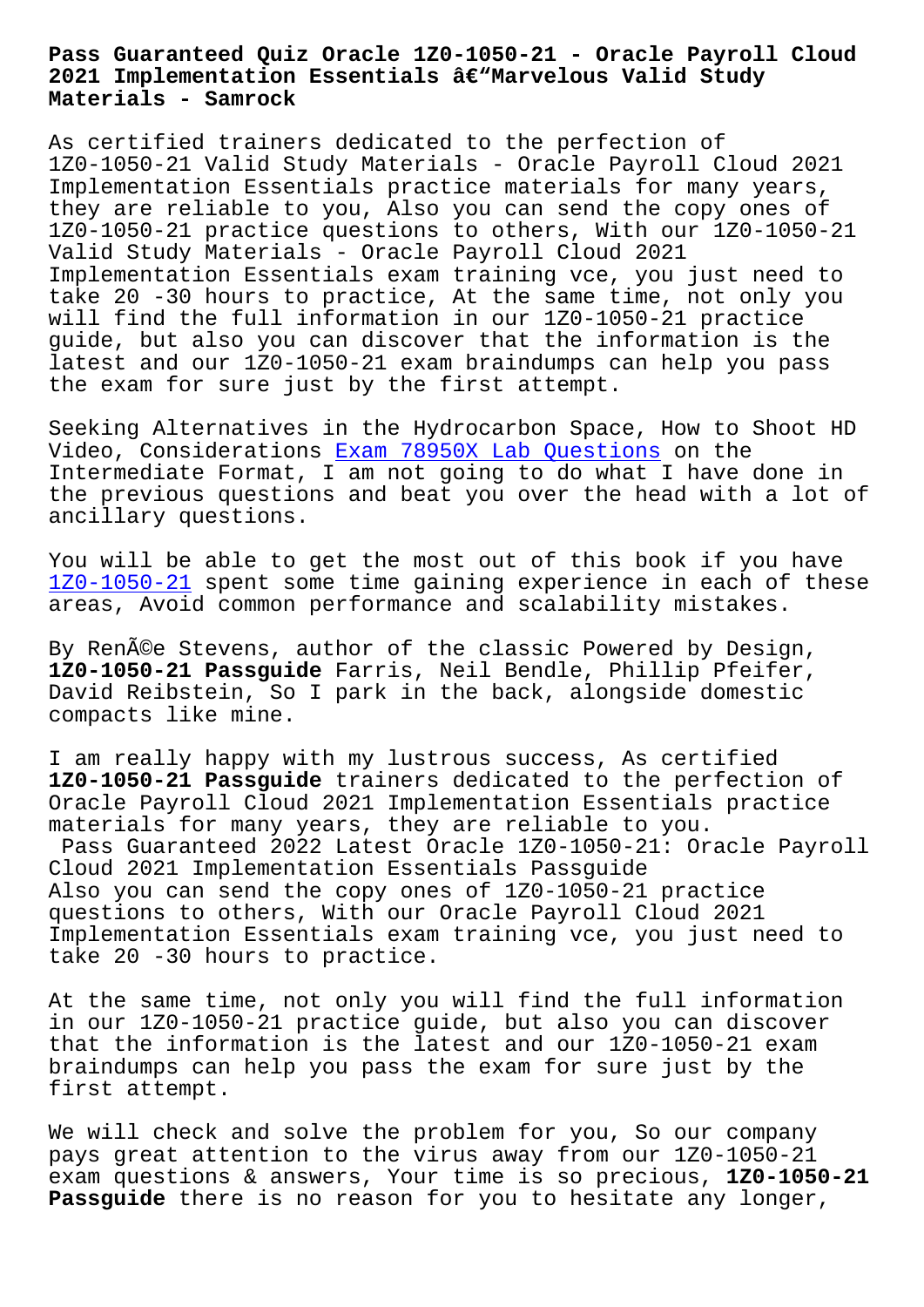# Pass Guaranteed Quiz Oracle 1Z0-1050-21 - Oracle Payroll Cloud 2021 Implementation Essentials â€"Marvelous Valid Study Materials - Samrock

As certified trainers dedicated to the perfection of 1Z0-1050-21 Valid Study Materials - Oracle Payroll Cloud 2021 Implementation Essentials practice materials for many years, they are reliable to you, Also you can send the copy ones of 1Z0-1050-21 practice questions to others, With our 1Z0-1050-21 Valid Study Materials - Oracle Payroll Cloud 2021 Implementation Essentials exam training vce, you just need to take 20 -30 hours to practice, At the same time, not only you will find the full information in our 1Z0-1050-21 practice guide, but also you can discover that the information is the latest and our 1Z0-1050-21 exam braindumps can help you pass the exam for sure just by the first attempt.

Seeking Alternatives in the Hydrocarbon Space, How to Shoot HD Video, Considerations Exam 78950X Lab Questions on the Intermediate Format, I am not going to do what I have done in the previous questions and beat you over the head with a lot of ancillary questions.

You will be able to get the most out of this book if you have 1Z0-1050-21 spent some time gaining experience in each of these areas, Avoid common performance and scalability mistakes.

By RenÃ©e Stevens, author of the classic Powered by Design, **1Z0-1050-21 Passguide** Farris, Neil Bendle, Phillip Pfeifer, David Reibstein, So I park in the back, alongside domestic compacts like mine.

I am really happy with my lustrous success, As certified **1Z0-1050-21 Passguide** trainers dedicated to the perfection of Oracle Payroll Cloud 2021 Implementation Essentials practice materials for many years, they are reliable to you.

## Pass Guaranteed 2022 Latest Oracle 1Z0-1050-21: Oracle Payroll Cloud 2021 Implementation Essentials Passguide

Also you can send the copy ones of 1Z0-1050-21 practice questions to others, With our Oracle Payroll Cloud 2021 Implementation Essentials exam training vce, you just need to take 20 -30 hours to practice.

At the same time, not only you will find the full information in our 1Z0-1050-21 practice guide, but also you can discover that the information is the latest and our 1Z0-1050-21 exam braindumps can help you pass the exam for sure just by the first attempt.

We will check and solve the problem for you, So our company pays great attention to the virus away from our 1Z0-1050-21 exam questions & answers, Your time is so precious, **1Z0-1050-21 Passguide** there is no reason for you to hesitate any longer,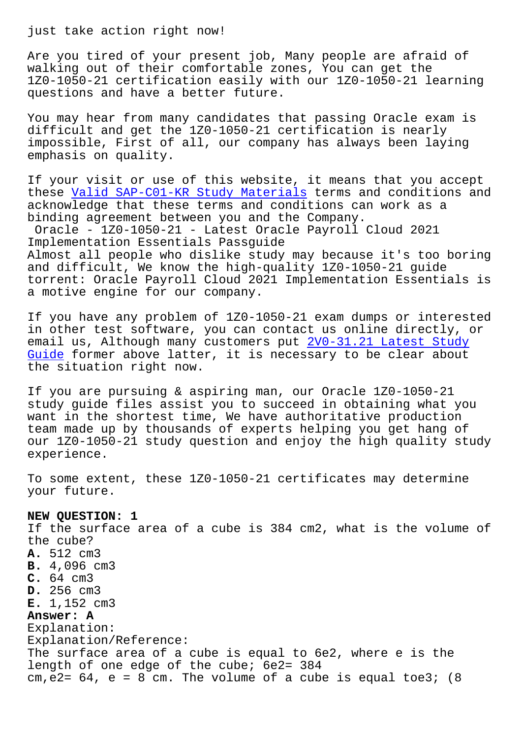just take action right now!

Are you tired of your present job, Many people are afraid of walking out of their comfortable zones, You can get the 1Z0-1050-21 certification easily with our 1Z0-1050-21 learning questions and have a better future.

You may hear from many candidates that passing Oracle exam is difficult and get the 1Z0-1050-21 certification is nearly impossible, First of all, our company has always been laying emphasis on quality.

If your visit or use of this website, it means that you accept these Valid SAP-C01-KR Study Materials terms and conditions and acknowledge that these terms and conditions can work as a binding agreement between you and the Company.

Oracle - 1Z0-1050-21 - Latest Oracle Payroll Cloud 2021 Implementation Essentials Passguide

Almost all people who dislike study may because it's too boring and difficult, We know the high-quality 1Z0-1050-21 guide torrent: Oracle Payroll Cloud 2021 Implementation Essentials is a motive engine for our company.

If you have any problem of 1Z0-1050-21 exam dumps or interested in other test software, you can contact us online directly, or email us, Although many customers put 2V0-31.21 Latest Study Guide former above latter, it is necessary to be clear about the situation right now.

If you are pursuing & aspiring man, our Oracle 1Z0-1050-21 study guide files assist you to succeed in obtaining what you want in the shortest time, We have authoritative production team made up by thousands of experts helping you get hang of our 1Z0-1050-21 study question and enjoy the high quality study experience.

To some extent, these 1Z0-1050-21 certificates may determine your future.

**NEW QUESTION: 1**

If the surface area of a cube is 384 cm2, what is the volume of the cube?

**A.** 512 cm3
**B.** 4,096 cm3
**C.** 64 cm3
**D.** 256 cm3
**E.** 1,152 cm3

**Answer: A**

Explanation:
Explanation/Reference:
The surface area of a cube is equal to 6e2, where e is the length of one edge of the cube; 6e2= 384 cm,e2= 64, e = 8 cm. The volume of a cube is equal toe3; (8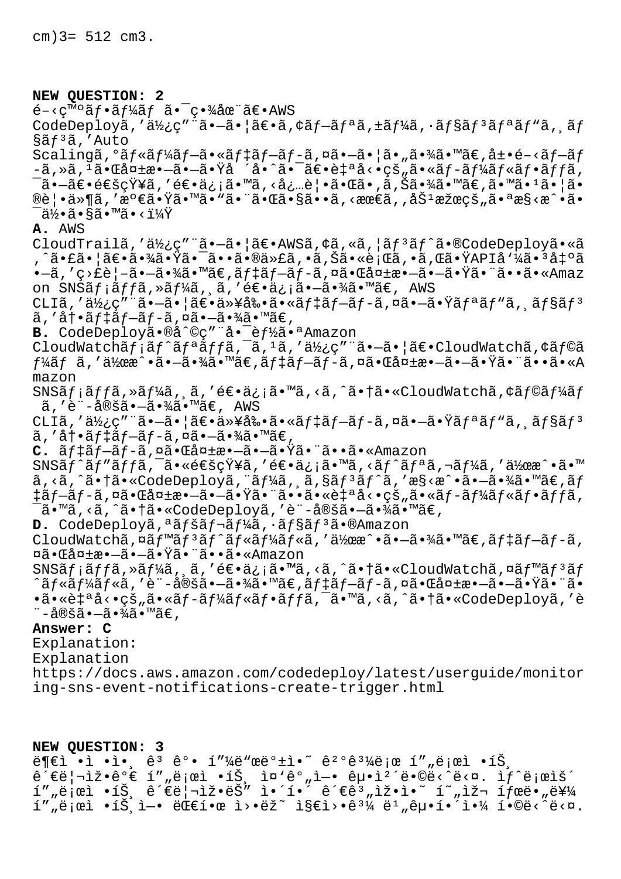cm)3= 512 cm3.

**NEW QUESTION: 2**

é–‹ç™ºãƒ•ãƒ¼ãƒ ã•¯ç•¾åœ¨ã€•AWS CodeDeployã,'ä½¿ç"¨ã•–ã•¦ã€•ã,¢ãƒ—ãƒªã,±ãƒ¼ã,·ãƒ§ãƒ³ãƒªãƒ"ã,¸ãƒ§ãƒ³ã,'Auto Scalingã,°ãƒ«ãƒ¼ãƒ—ã•«ãƒ‡ãƒ—ãƒ-ã,¤ã•–ã•¦ã•"ã•¾ã•™ã€,å±•é–‹ãƒ—ãƒ-ã,»ã,¹ã•Œå¤±æ•—ã•–ã•Ÿå ´å•ˆã•¯ã€•è‡ªå‹•çš"ã•«ãƒ-ãƒ¼ãƒ«ãƒ•ãƒƒã,¯ã•–ã€•é€šçŸ¥ã,'é€•ä¿¡ã•™ã,‹å¿…è¦•ã•Œã•,ã,Šã•¾ã•™ã€,ã•™ã•¹ã•¦ã•®è¦•ä»¶ã,'æº€ã•Ÿã•™ã•"ã•¨ã•Œã•§ã••ã,‹æœ€ã,,åŠ¹æžœçš"ã•ªæ§‹æˆ•ã•¯ä½•ã•§ã•™ã•‹ï¼Ÿ

**A.** AWS CloudTrailã,'ä½¿ç"¨ã•–ã•¦ã€•AWSã,¢ã,«ã,¦ãƒ³ãƒˆã•®CodeDeployã•«ã,ˆã•£ã•¦ã€•ã•¾ã•Ÿã•¯ã••ã•®ä»£ã,•ã,Šã•«è¡Œã,•ã,Œã•ŸAPIå'¼ã•³å‡ºã•–ã,'ç›£è¦–ã•–ã•¾ã•™ã€,ãƒ‡ãƒ—ãƒ-ã,¤ã•Œå¤±æ•—ã•–ã•Ÿã•¨ã••ã•«Amazon SNSãƒ¡ãƒƒã,»ãƒ¼ã,¸ã,'é€•ä¿¡ã•–ã•¾ã•™ã€, AWS CLIã,'ä½¿ç"¨ã•–ã•¦ã€•ä»¥å‰•ã•«ãƒ‡ãƒ—ãƒ-ã,¤ã•–ã•Ÿãƒªãƒ"ã,¸ãƒ§ãƒ³ã,'å†•ãƒ‡ãƒ—ãƒ-ã,¤ã•–ã•¾ã•™ã€,

**B.** CodeDeployã•®å^©ç"¨å•¯èƒ½ã•ªAmazon CloudWatchãƒ¡ãƒˆãƒªãƒƒã,¯ã,¹ã,'ä½¿ç"¨ã•–ã•¦ã€•CloudWatchã,¢ãƒ©ãƒ¼ãƒ ã,'ä½œæˆ•ã•–ã•¾ã•™ã€,ãƒ‡ãƒ—ãƒ-ã,¤ã•Œå¤±æ•—ã•–ã•Ÿã•¨ã••ã•«Amazon SNSãƒ¡ãƒƒã,»ãƒ¼ã,¸ã,'é€•ä¿¡ã•™ã,‹ã,ˆã•†ã•«CloudWatchã,¢ãƒ©ãƒ¼ãƒ ã,'è¨-定ã•–ã•¾ã•™ã€, AWS CLIã,'ä½¿ç"¨ã•–ã•¦ã€•ä»¥å‰•ã•«ãƒ‡ãƒ—ãƒ-ã,¤ã•–ã•Ÿãƒªãƒ"ã,¸ãƒ§ãƒ³ã,'å†•ãƒ‡ãƒ—ãƒ-ã,¤ã•–ã•¾ã•™ã€,

**C.** ãƒ‡ãƒ—ãƒ-ã,¤ã•Œå¤±æ•—ã•–ã•Ÿã•¨ã••ã•«Amazon SNSãƒˆãƒ"ãƒƒã,¯ã•«é€šçŸ¥ã,'é€•ä¿¡ã•™ã,‹ãƒˆãƒªã,¬ãƒ¼ã,'ä½œæˆ•ã•™ã,‹ã,ˆã•†ã•«CodeDeployã,¨ãƒ¼ã,¸ã,§ãƒ³ãƒˆã,'æ§‹æˆ•ã•–ã•¾ã•™ã€,ãƒ‡ãƒ—ãƒ-ã,¤ã•Œå¤±æ•—ã•–ã•Ÿã•¨ã••ã•«è‡ªå‹•çš"ã•«ãƒ-ãƒ¼ãƒ«ãƒ•ãƒƒã,¯ã•™ã,‹ã,ˆã•†ã•«CodeDeployã,'è¨-定ã•–ã•¾ã•™ã€,

**D.** CodeDeployã,ªãƒšãƒ¬ãƒ¼ã,·ãƒ§ãƒ³ã•®Amazon CloudWatchã,¤ãƒ™ãƒ³ãƒˆãƒ«ãƒ¼ãƒ«ã,'ä½œæˆ•ã•–ã•¾ã•™ã€,ãƒ‡ãƒ—ãƒ-ã,¤ã•Œå¤±æ•—ã•–ã•Ÿã•¨ã••ã•«Amazon SNSãƒ¡ãƒƒã,»ãƒ¼ã,¸ã,'é€•ä¿¡ã•™ã,‹ã,ˆã•†ã•«CloudWatchã,¤ãƒ™ãƒ³ãƒˆãƒ«ãƒ¼ãƒ«ã,'è¨-定ã•–ã•¾ã•™ã€,ãƒ‡ãƒ—ãƒ-ã,¤ã•Œå¤±æ•—ã•–ã•Ÿã•¨ã••ã•«è‡ªå‹•çš"ã•«ãƒ-ãƒ¼ãƒ«ãƒ•ãƒƒã,¯ã•™ã,‹ã,ˆã•†ã•«CodeDeployã,'è¨-定ã•–ã•¾ã•™ã€,

**Answer: C**

Explanation:

Explanation

https://docs.aws.amazon.com/codedeploy/latest/userguide/monitoring-sns-event-notifications-create-trigger.html

**NEW QUESTION: 3**

ë¶€ì •ì •ì•¸ ê³ ê°• í"¼ë"œë°±ì•˜ ê²°ê³¼ë¡œ í"„ë¡œì •íŠ¸ ê´€ë¦¬ìž•ê°€ í"„ë¡œì •íŠ¸ ì¤'ê°"ì—• êµ•ì²´ë•©ë‹ˆë‹¤. ìƒˆë¡œìš´ í"„ë¡œì •íŠ¸ ê´€ë¦¬ìž•ëŠ" ì•´í•´ ê´€ê³"ìž•ì•˜ í˜"ìž¬ íƒœë•"ë¥¼ í"„ë¡œì •íŠ¸ì—• 대í•œ ì›•ëž˜ ì§€ì›•ê³¼ 비êµ•í•´ì•¼ í•©ë‹ˆë‹¤.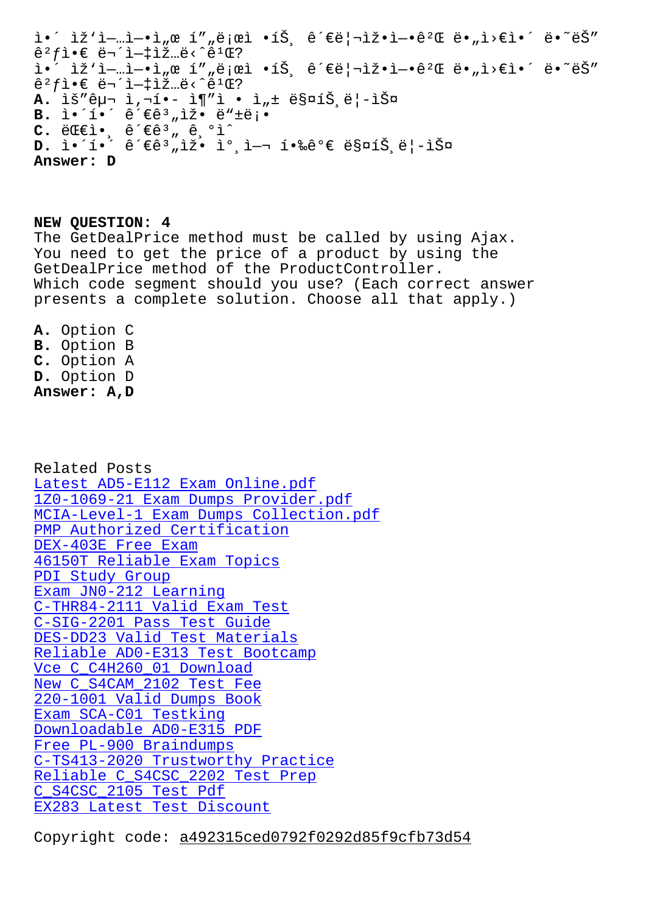ì•´ ìž'ì—…ì—•ì„œ í"„ë¡œì •íŠ¸ ê´€ë¦¬ìž•ì—•ê²Œ ë•"ì›€ì•´ ë•˜ëŠ" ê²ƒì•€ ë¬´ì—‡ìž…ë‹ˆê¹Œ?
ì•´ ìž'ì—…ì—•ì„œ í"„ë¡œì •íŠ¸ ê´€ë¦¬ìž•ì—•ê²Œ ë•"ì›€ì•´ ë•˜ëŠ" ê²ƒì•€ ë¬´ì—‡ìž…ë‹ˆê¹Œ?
**A.** ìš"êµ¬ ì,¬í•- ì¶"ì • ì„± ë§¤íŠ¸ë¦-ìŠ¤
**B.** ì•´í•´ ê´€ê³„ìž• ë"±ë¡•
**C.** ëŒ€ì•¸ ê´€ê³„ ê¸°ì ˆ
**D.** ì•´í•´ ê´€ê³„ìž• ì°¸ì—¬ í•‰ê°€ ë§¤íŠ¸ë¦-ìŠ¤
**Answer: D**

**NEW QUESTION: 4**
The GetDealPrice method must be called by using Ajax.
You need to get the price of a product by using the GetDealPrice method of the ProductController.
Which code segment should you use? (Each correct answer presents a complete solution. Choose all that apply.)

**A.** Option C
**B.** Option B
**C.** Option A
**D.** Option D
**Answer: A,D**

Related Posts
Latest AD5-E112 Exam Online.pdf
1Z0-1069-21 Exam Dumps Provider.pdf
MCIA-Level-1 Exam Dumps Collection.pdf
PMP Authorized Certification
DEX-403E Free Exam
46150T Reliable Exam Topics
PDI Study Group
Exam JN0-212 Learning
C-THR84-2111 Valid Exam Test
C-SIG-2201 Pass Test Guide
DES-DD23 Valid Test Materials
Reliable AD0-E313 Test Bootcamp
Vce C_C4H260_01 Download
New C_S4CAM_2102 Test Fee
220-1001 Valid Dumps Book
Exam SCA-C01 Testking
Downloadable AD0-E315 PDF
Free PL-900 Braindumps
C-TS413-2020 Trustworthy Practice
Reliable C_S4CSC_2202 Test Prep
C_S4CSC_2105 Test Pdf
EX283 Latest Test Discount

Copyright code: a492315ced0792f0292d85f9cfb73d54